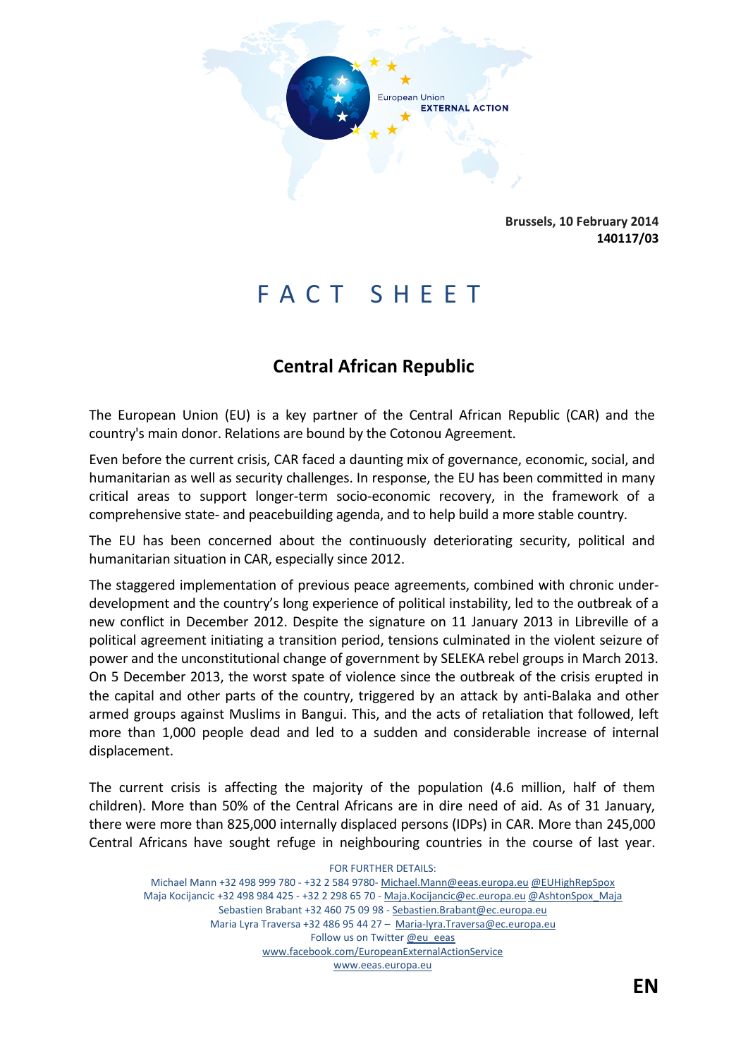Brussels, 10 February 2014
**140117/03**

# FACT SHEET

## Central African Republic

The European Union (EU) is a key partner of the Central African Republic (CAR) and the country's main donor. Relations are bound by the Cotonou Agreement.

Even before the current crisis, CAR faced a daunting mix of governance, economic, social, and humanitarian as well as security challenges. In response, the EU has been committed in many critical areas to support longer-term socio-economic recovery, in the framework of a comprehensive state- and peacebuilding agenda, and to help build a more stable country.

The EU has been concerned about the continuously deteriorating security, political and humanitarian situation in CAR, especially since 2012.

The staggered implementation of previous peace agreements, combined with chronic under-development and the country's long experience of political instability, led to the outbreak of a new conflict in December 2012. Despite the signature on 11 January 2013 in Libreville of a political agreement initiating a transition period, tensions culminated in the violent seizure of power and the unconstitutional change of government by SELEKA rebel groups in March 2013. On 5 December 2013, the worst spate of violence since the outbreak of the crisis erupted in the capital and other parts of the country, triggered by an attack by anti-Balaka and other armed groups against Muslims in Bangui. This, and the acts of retaliation that followed, left more than 1,000 people dead and led to a sudden and considerable increase of internal displacement.

The current crisis is affecting the majority of the population (4.6 million, half of them children). More than 50% of the Central Africans are in dire need of aid. As of 31 January, there were more than 825,000 internally displaced persons (IDPs) in CAR. More than 245,000 Central Africans have sought refuge in neighbouring countries in the course of last year.

FOR FURTHER DETAILS:
Michael Mann +32 498 999 780 - +32 2 584 9780- Michael.Mann@eeas.europa.eu @EUHighRepSpox
Maja Kocijancic +32 498 984 425 - +32 2 298 65 70 - Maja.Kocijancic@ec.europa.eu @AshtonSpox_Maja
Sebastien Brabant +32 460 75 09 98 - Sebastien.Brabant@ec.europa.eu
Maria Lyra Traversa +32 486 95 44 27 – Maria-lyra.Traversa@ec.europa.eu
Follow us on Twitter @eu_eeas
www.facebook.com/EuropeanExternalActionService
www.eeas.europa.eu

**EN**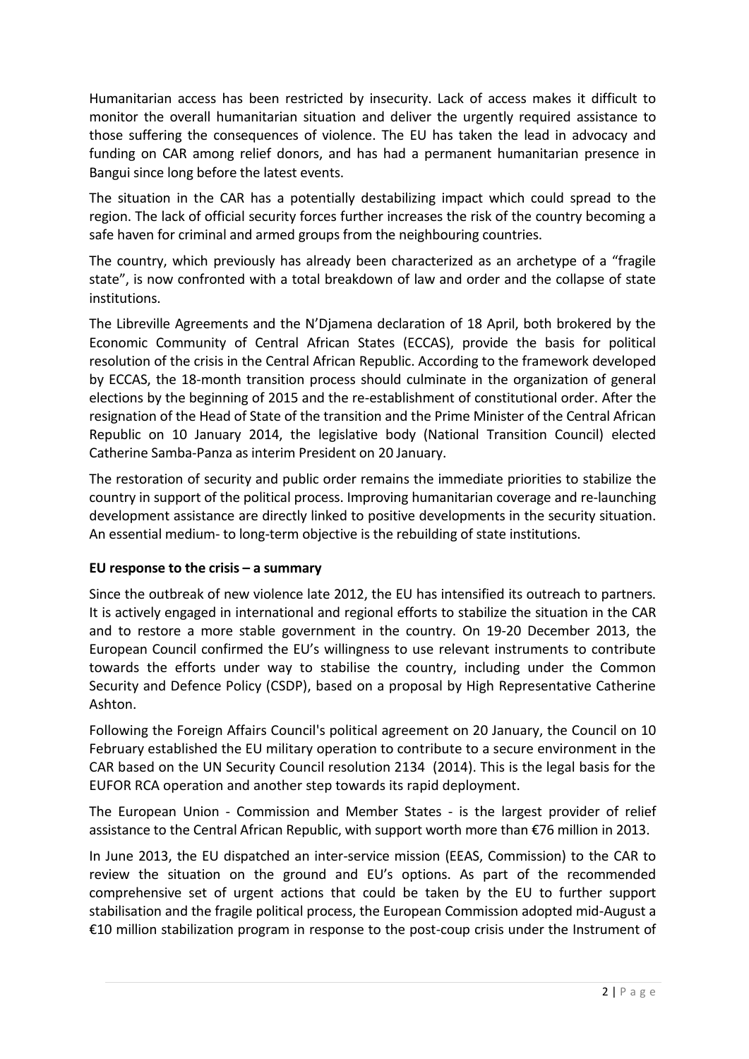Humanitarian access has been restricted by insecurity. Lack of access makes it difficult to monitor the overall humanitarian situation and deliver the urgently required assistance to those suffering the consequences of violence. The EU has taken the lead in advocacy and funding on CAR among relief donors, and has had a permanent humanitarian presence in Bangui since long before the latest events.

The situation in the CAR has a potentially destabilizing impact which could spread to the region. The lack of official security forces further increases the risk of the country becoming a safe haven for criminal and armed groups from the neighbouring countries.

The country, which previously has already been characterized as an archetype of a "fragile state", is now confronted with a total breakdown of law and order and the collapse of state institutions.

The Libreville Agreements and the N'Djamena declaration of 18 April, both brokered by the Economic Community of Central African States (ECCAS), provide the basis for political resolution of the crisis in the Central African Republic. According to the framework developed by ECCAS, the 18-month transition process should culminate in the organization of general elections by the beginning of 2015 and the re-establishment of constitutional order. After the resignation of the Head of State of the transition and the Prime Minister of the Central African Republic on 10 January 2014, the legislative body (National Transition Council) elected Catherine Samba-Panza as interim President on 20 January.

The restoration of security and public order remains the immediate priorities to stabilize the country in support of the political process. Improving humanitarian coverage and re-launching development assistance are directly linked to positive developments in the security situation. An essential medium- to long-term objective is the rebuilding of state institutions.

**EU response to the crisis – a summary**

Since the outbreak of new violence late 2012, the EU has intensified its outreach to partners. It is actively engaged in international and regional efforts to stabilize the situation in the CAR and to restore a more stable government in the country. On 19-20 December 2013, the European Council confirmed the EU's willingness to use relevant instruments to contribute towards the efforts under way to stabilise the country, including under the Common Security and Defence Policy (CSDP), based on a proposal by High Representative Catherine Ashton.

Following the Foreign Affairs Council's political agreement on 20 January, the Council on 10 February established the EU military operation to contribute to a secure environment in the CAR based on the UN Security Council resolution 2134 (2014). This is the legal basis for the EUFOR RCA operation and another step towards its rapid deployment.

The European Union - Commission and Member States - is the largest provider of relief assistance to the Central African Republic, with support worth more than €76 million in 2013.

In June 2013, the EU dispatched an inter-service mission (EEAS, Commission) to the CAR to review the situation on the ground and EU's options. As part of the recommended comprehensive set of urgent actions that could be taken by the EU to further support stabilisation and the fragile political process, the European Commission adopted mid-August a €10 million stabilization program in response to the post-coup crisis under the Instrument of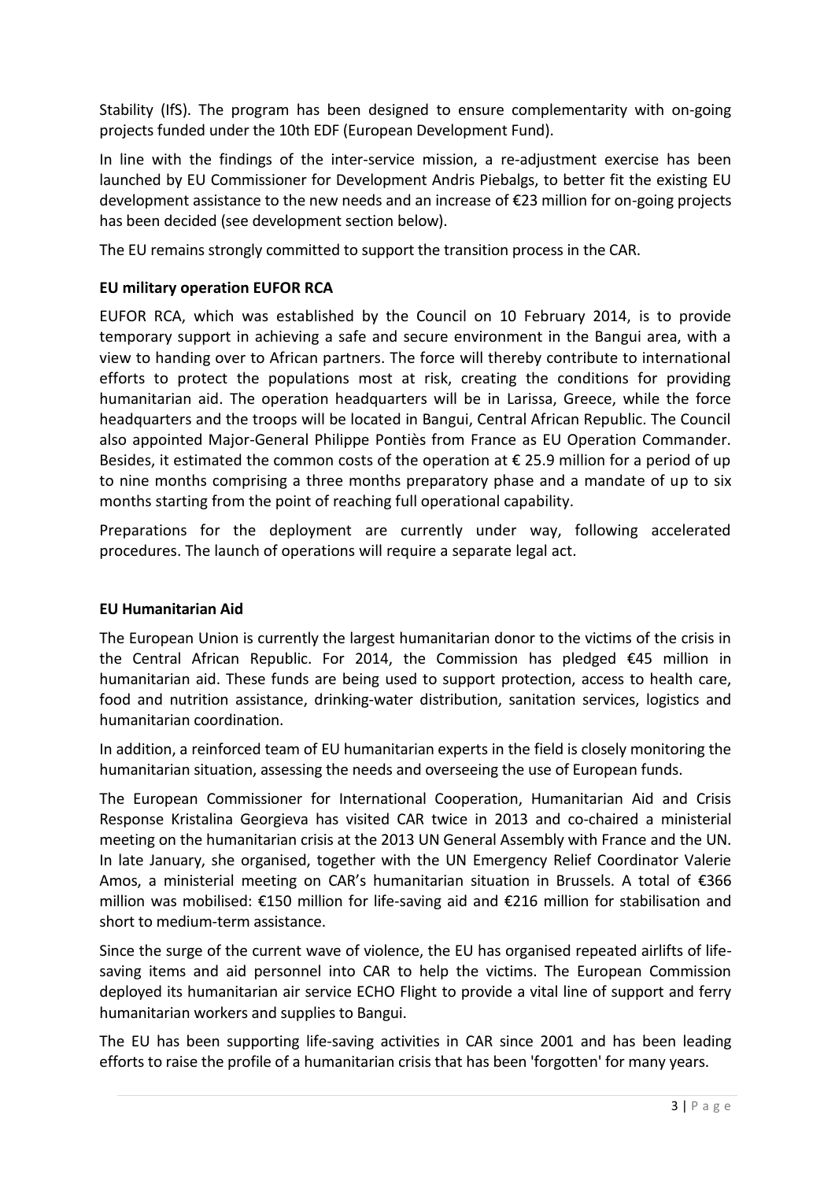Stability (IfS). The program has been designed to ensure complementarity with on-going projects funded under the 10th EDF (European Development Fund).

In line with the findings of the inter-service mission, a re-adjustment exercise has been launched by EU Commissioner for Development Andris Piebalgs, to better fit the existing EU development assistance to the new needs and an increase of €23 million for on-going projects has been decided (see development section below).

The EU remains strongly committed to support the transition process in the CAR.

**EU military operation EUFOR RCA**

EUFOR RCA, which was established by the Council on 10 February 2014, is to provide temporary support in achieving a safe and secure environment in the Bangui area, with a view to handing over to African partners. The force will thereby contribute to international efforts to protect the populations most at risk, creating the conditions for providing humanitarian aid. The operation headquarters will be in Larissa, Greece, while the force headquarters and the troops will be located in Bangui, Central African Republic. The Council also appointed Major-General Philippe Pontiès from France as EU Operation Commander. Besides, it estimated the common costs of the operation at € 25.9 million for a period of up to nine months comprising a three months preparatory phase and a mandate of up to six months starting from the point of reaching full operational capability.

Preparations for the deployment are currently under way, following accelerated procedures. The launch of operations will require a separate legal act.

**EU Humanitarian Aid**

The European Union is currently the largest humanitarian donor to the victims of the crisis in the Central African Republic. For 2014, the Commission has pledged €45 million in humanitarian aid. These funds are being used to support protection, access to health care, food and nutrition assistance, drinking-water distribution, sanitation services, logistics and humanitarian coordination.

In addition, a reinforced team of EU humanitarian experts in the field is closely monitoring the humanitarian situation, assessing the needs and overseeing the use of European funds.

The European Commissioner for International Cooperation, Humanitarian Aid and Crisis Response Kristalina Georgieva has visited CAR twice in 2013 and co-chaired a ministerial meeting on the humanitarian crisis at the 2013 UN General Assembly with France and the UN. In late January, she organised, together with the UN Emergency Relief Coordinator Valerie Amos, a ministerial meeting on CAR's humanitarian situation in Brussels. A total of €366 million was mobilised: €150 million for life-saving aid and €216 million for stabilisation and short to medium-term assistance.

Since the surge of the current wave of violence, the EU has organised repeated airlifts of life-saving items and aid personnel into CAR to help the victims. The European Commission deployed its humanitarian air service ECHO Flight to provide a vital line of support and ferry humanitarian workers and supplies to Bangui.

The EU has been supporting life-saving activities in CAR since 2001 and has been leading efforts to raise the profile of a humanitarian crisis that has been 'forgotten' for many years.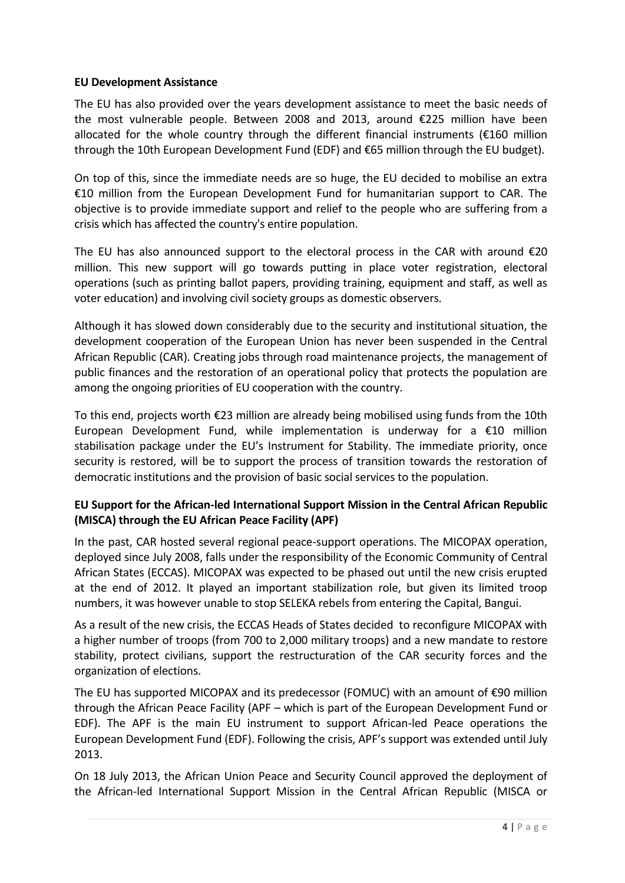**EU Development Assistance**

The EU has also provided over the years development assistance to meet the basic needs of the most vulnerable people. Between 2008 and 2013, around €225 million have been allocated for the whole country through the different financial instruments (€160 million through the 10th European Development Fund (EDF) and €65 million through the EU budget).

On top of this, since the immediate needs are so huge, the EU decided to mobilise an extra €10 million from the European Development Fund for humanitarian support to CAR. The objective is to provide immediate support and relief to the people who are suffering from a crisis which has affected the country's entire population.

The EU has also announced support to the electoral process in the CAR with around €20 million. This new support will go towards putting in place voter registration, electoral operations (such as printing ballot papers, providing training, equipment and staff, as well as voter education) and involving civil society groups as domestic observers.

Although it has slowed down considerably due to the security and institutional situation, the development cooperation of the European Union has never been suspended in the Central African Republic (CAR). Creating jobs through road maintenance projects, the management of public finances and the restoration of an operational policy that protects the population are among the ongoing priorities of EU cooperation with the country.

To this end, projects worth €23 million are already being mobilised using funds from the 10th European Development Fund, while implementation is underway for a €10 million stabilisation package under the EU's Instrument for Stability. The immediate priority, once security is restored, will be to support the process of transition towards the restoration of democratic institutions and the provision of basic social services to the population.

**EU Support for the African-led International Support Mission in the Central African Republic (MISCA) through the EU African Peace Facility (APF)**

In the past, CAR hosted several regional peace-support operations. The MICOPAX operation, deployed since July 2008, falls under the responsibility of the Economic Community of Central African States (ECCAS). MICOPAX was expected to be phased out until the new crisis erupted at the end of 2012. It played an important stabilization role, but given its limited troop numbers, it was however unable to stop SELEKA rebels from entering the Capital, Bangui.

As a result of the new crisis, the ECCAS Heads of States decided to reconfigure MICOPAX with a higher number of troops (from 700 to 2,000 military troops) and a new mandate to restore stability, protect civilians, support the restructuration of the CAR security forces and the organization of elections.

The EU has supported MICOPAX and its predecessor (FOMUC) with an amount of €90 million through the African Peace Facility (APF – which is part of the European Development Fund or EDF). The APF is the main EU instrument to support African-led Peace operations the European Development Fund (EDF). Following the crisis, APF's support was extended until July 2013.

On 18 July 2013, the African Union Peace and Security Council approved the deployment of the African-led International Support Mission in the Central African Republic (MISCA or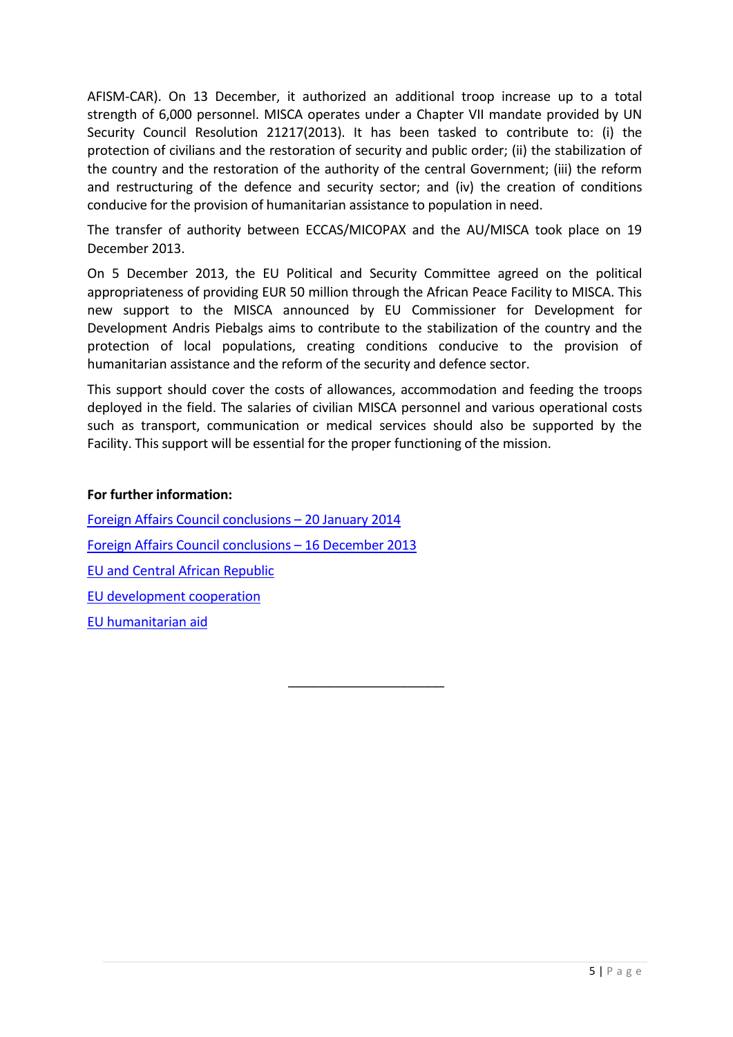AFISM-CAR). On 13 December, it authorized an additional troop increase up to a total strength of 6,000 personnel. MISCA operates under a Chapter VII mandate provided by UN Security Council Resolution 21217(2013). It has been tasked to contribute to: (i) the protection of civilians and the restoration of security and public order; (ii) the stabilization of the country and the restoration of the authority of the central Government; (iii) the reform and restructuring of the defence and security sector; and (iv) the creation of conditions conducive for the provision of humanitarian assistance to population in need.

The transfer of authority between ECCAS/MICOPAX and the AU/MISCA took place on 19 December 2013.

On 5 December 2013, the EU Political and Security Committee agreed on the political appropriateness of providing EUR 50 million through the African Peace Facility to MISCA. This new support to the MISCA announced by EU Commissioner for Development for Development Andris Piebalgs aims to contribute to the stabilization of the country and the protection of local populations, creating conditions conducive to the provision of humanitarian assistance and the reform of the security and defence sector.

This support should cover the costs of allowances, accommodation and feeding the troops deployed in the field. The salaries of civilian MISCA personnel and various operational costs such as transport, communication or medical services should also be supported by the Facility. This support will be essential for the proper functioning of the mission.

**For further information:**

Foreign Affairs Council conclusions – 20 January 2014

Foreign Affairs Council conclusions – 16 December 2013

EU and Central African Republic

EU development cooperation

EU humanitarian aid

---